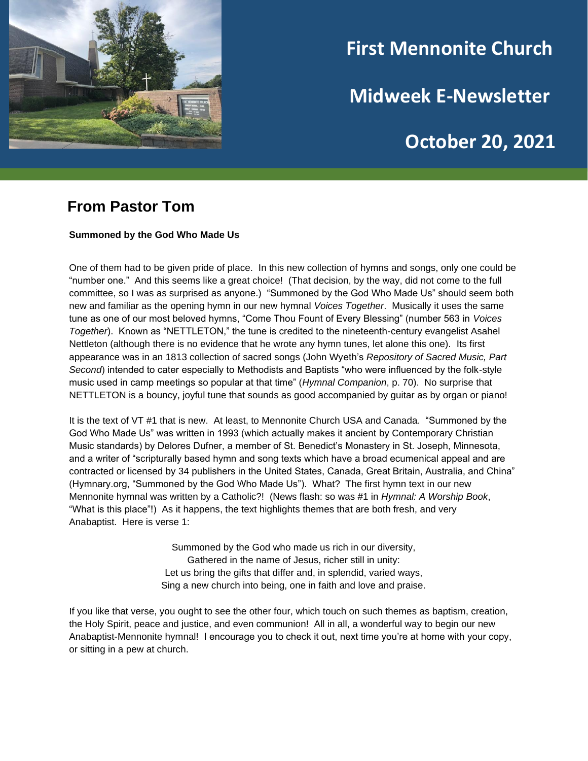# First Mennonite Church

# Midweek E-Newsletter

# October 20, 2021

## From Pastor Tom

**Summoned by the God Who Made Us**

One of them had to be given pride of place. In this new collection of hymns and songs, only one could be "number one." And this seems like a great choice! (That decision, by the way, did not come to the full committee, so I was as surprised as anyone.) "Summoned by the God Who Made Us" should seem both new and familiar as the opening hymn in our new hymnal *Voices Together*. Musically it uses the same tune as one of our most beloved hymns, "Come Thou Fount of Every Blessing" (number 563 in *Voices Together*). Known as "NETTLETON," the tune is credited to the nineteenth-century evangelist Asahel Nettleton (although there is no evidence that he wrote any hymn tunes, let alone this one). Its first appearance was in an 1813 collection of sacred songs (John Wyeth's *Repository of Sacred Music, Part Second*) intended to cater especially to Methodists and Baptists "who were influenced by the folk-style music used in camp meetings so popular at that time" (*Hymnal Companion*, p. 70). No surprise that NETTLETON is a bouncy, joyful tune that sounds as good accompanied by guitar as by organ or piano!

It is the text of VT #1 that is new. At least, to Mennonite Church USA and Canada. "Summoned by the God Who Made Us" was written in 1993 (which actually makes it ancient by Contemporary Christian Music standards) by Delores Dufner, a member of St. Benedict's Monastery in St. Joseph, Minnesota, and a writer of "scripturally based hymn and song texts which have a broad ecumenical appeal and are contracted or licensed by 34 publishers in the United States, Canada, Great Britain, Australia, and China" (Hymnary.org, "Summoned by the God Who Made Us"). What? The first hymn text in our new Mennonite hymnal was written by a Catholic?! (News flash: so was #1 in *Hymnal: A Worship Book*, "What is this place"!) As it happens, the text highlights themes that are both fresh, and very Anabaptist. Here is verse 1:

> Summoned by the God who made us rich in our diversity,
> Gathered in the name of Jesus, richer still in unity:
> Let us bring the gifts that differ and, in splendid, varied ways,
> Sing a new church into being, one in faith and love and praise.

If you like that verse, you ought to see the other four, which touch on such themes as baptism, creation, the Holy Spirit, peace and justice, and even communion! All in all, a wonderful way to begin our new Anabaptist-Mennonite hymnal! I encourage you to check it out, next time you're at home with your copy, or sitting in a pew at church.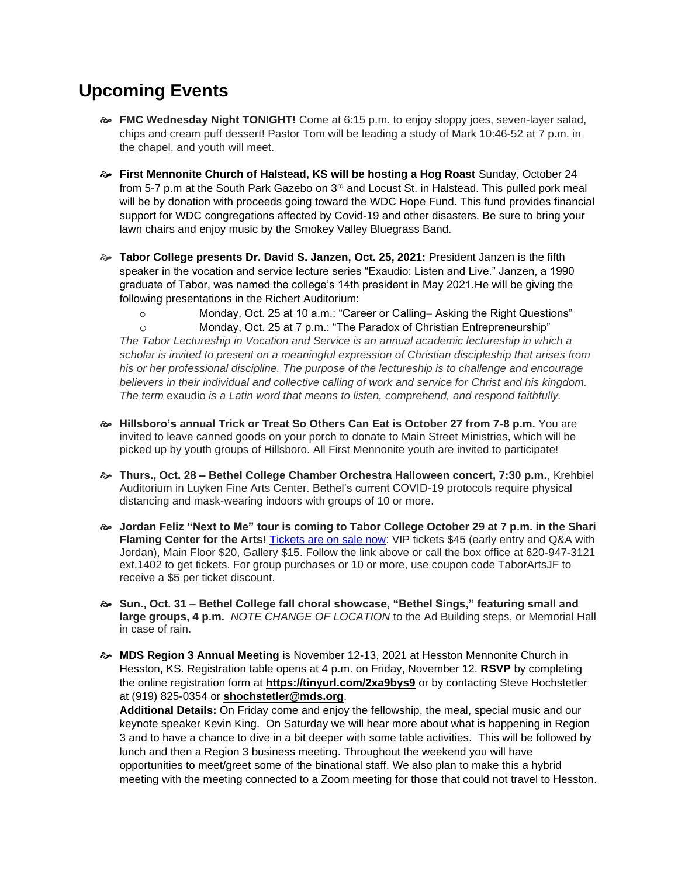## Upcoming Events

- **FMC Wednesday Night TONIGHT!** Come at 6:15 p.m. to enjoy sloppy joes, seven-layer salad, chips and cream puff dessert! Pastor Tom will be leading a study of Mark 10:46-52 at 7 p.m. in the chapel, and youth will meet.

- **First Mennonite Church of Halstead, KS will be hosting a Hog Roast** Sunday, October 24 from 5-7 p.m at the South Park Gazebo on 3rd and Locust St. in Halstead. This pulled pork meal will be by donation with proceeds going toward the WDC Hope Fund. This fund provides financial support for WDC congregations affected by Covid-19 and other disasters. Be sure to bring your lawn chairs and enjoy music by the Smokey Valley Bluegrass Band.

- **Tabor College presents Dr. David S. Janzen, Oct. 25, 2021:** President Janzen is the fifth speaker in the vocation and service lecture series "Exaudio: Listen and Live." Janzen, a 1990 graduate of Tabor, was named the college's 14th president in May 2021.He will be giving the following presentations in the Richert Auditorium:
  - Monday, Oct. 25 at 10 a.m.: "Career or Calling– Asking the Right Questions"
  - Monday, Oct. 25 at 7 p.m.: "The Paradox of Christian Entrepreneurship"

  *The Tabor Lectureship in Vocation and Service is an annual academic lectureship in which a scholar is invited to present on a meaningful expression of Christian discipleship that arises from his or her professional discipline. The purpose of the lectureship is to challenge and encourage believers in their individual and collective calling of work and service for Christ and his kingdom. The term* exaudio *is a Latin word that means to listen, comprehend, and respond faithfully.*

- **Hillsboro's annual Trick or Treat So Others Can Eat is October 27 from 7-8 p.m.** You are invited to leave canned goods on your porch to donate to Main Street Ministries, which will be picked up by youth groups of Hillsboro. All First Mennonite youth are invited to participate!

- **Thurs., Oct. 28 – Bethel College Chamber Orchestra Halloween concert, 7:30 p.m.**, Krehbiel Auditorium in Luyken Fine Arts Center. Bethel's current COVID-19 protocols require physical distancing and mask-wearing indoors with groups of 10 or more.

- **Jordan Feliz "Next to Me" tour is coming to Tabor College October 29 at 7 p.m. in the Shari Flaming Center for the Arts!** Tickets are on sale now: VIP tickets $45 (early entry and Q&A with Jordan), Main Floor $20, Gallery $15. Follow the link above or call the box office at 620-947-3121 ext.1402 to get tickets. For group purchases or 10 or more, use coupon code TaborArtsJF to receive a $5 per ticket discount.

- **Sun., Oct. 31 – Bethel College fall choral showcase, "Bethel Sings," featuring small and large groups, 4 p.m.** *NOTE CHANGE OF LOCATION* to the Ad Building steps, or Memorial Hall in case of rain.

- **MDS Region 3 Annual Meeting** is November 12-13, 2021 at Hesston Mennonite Church in Hesston, KS. Registration table opens at 4 p.m. on Friday, November 12. **RSVP** by completing the online registration form at **https://tinyurl.com/2xa9bys9** or by contacting Steve Hochstetler at (919) 825-0354 or **shochstetler@mds.org**.
  **Additional Details:** On Friday come and enjoy the fellowship, the meal, special music and our keynote speaker Kevin King. On Saturday we will hear more about what is happening in Region 3 and to have a chance to dive in a bit deeper with some table activities. This will be followed by lunch and then a Region 3 business meeting. Throughout the weekend you will have opportunities to meet/greet some of the binational staff. We also plan to make this a hybrid meeting with the meeting connected to a Zoom meeting for those that could not travel to Hesston.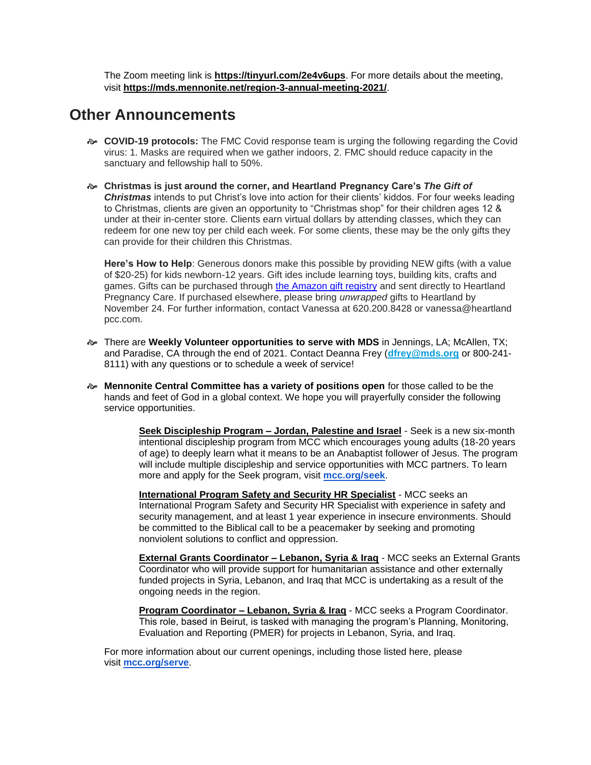The Zoom meeting link is **https://tinyurl.com/2e4v6ups**. For more details about the meeting, visit **https://mds.mennonite.net/region-3-annual-meeting-2021/**.

## Other Announcements

- **COVID-19 protocols:** The FMC Covid response team is urging the following regarding the Covid virus: 1. Masks are required when we gather indoors, 2. FMC should reduce capacity in the sanctuary and fellowship hall to 50%.

- **Christmas is just around the corner, and Heartland Pregnancy Care's *The Gift of Christmas*** intends to put Christ's love into action for their clients' kiddos. For four weeks leading to Christmas, clients are given an opportunity to "Christmas shop" for their children ages 12 & under at their in-center store. Clients earn virtual dollars by attending classes, which they can redeem for one new toy per child each week. For some clients, these may be the only gifts they can provide for their children this Christmas.

  **Here's How to Help**: Generous donors make this possible by providing NEW gifts (with a value of $20-25) for kids newborn-12 years. Gift ides include learning toys, building kits, crafts and games. Gifts can be purchased through the Amazon gift registry and sent directly to Heartland Pregnancy Care. If purchased elsewhere, please bring *unwrapped* gifts to Heartland by November 24. For further information, contact Vanessa at 620.200.8428 or vanessa@heartland pcc.com.

- There are **Weekly Volunteer opportunities to serve with MDS** in Jennings, LA; McAllen, TX; and Paradise, CA through the end of 2021. Contact Deanna Frey (**dfrey@mds.org** or 800-241-8111) with any questions or to schedule a week of service!

- **Mennonite Central Committee has a variety of positions open** for those called to be the hands and feet of God in a global context. We hope you will prayerfully consider the following service opportunities.

  **Seek Discipleship Program – Jordan, Palestine and Israel** - Seek is a new six-month intentional discipleship program from MCC which encourages young adults (18-20 years of age) to deeply learn what it means to be an Anabaptist follower of Jesus. The program will include multiple discipleship and service opportunities with MCC partners. To learn more and apply for the Seek program, visit **mcc.org/seek**.

  **International Program Safety and Security HR Specialist** - MCC seeks an International Program Safety and Security HR Specialist with experience in safety and security management, and at least 1 year experience in insecure environments. Should be committed to the Biblical call to be a peacemaker by seeking and promoting nonviolent solutions to conflict and oppression.

  **External Grants Coordinator – Lebanon, Syria & Iraq** - MCC seeks an External Grants Coordinator who will provide support for humanitarian assistance and other externally funded projects in Syria, Lebanon, and Iraq that MCC is undertaking as a result of the ongoing needs in the region.

  **Program Coordinator – Lebanon, Syria & Iraq** - MCC seeks a Program Coordinator. This role, based in Beirut, is tasked with managing the program's Planning, Monitoring, Evaluation and Reporting (PMER) for projects in Lebanon, Syria, and Iraq.

  For more information about our current openings, including those listed here, please visit **mcc.org/serve**.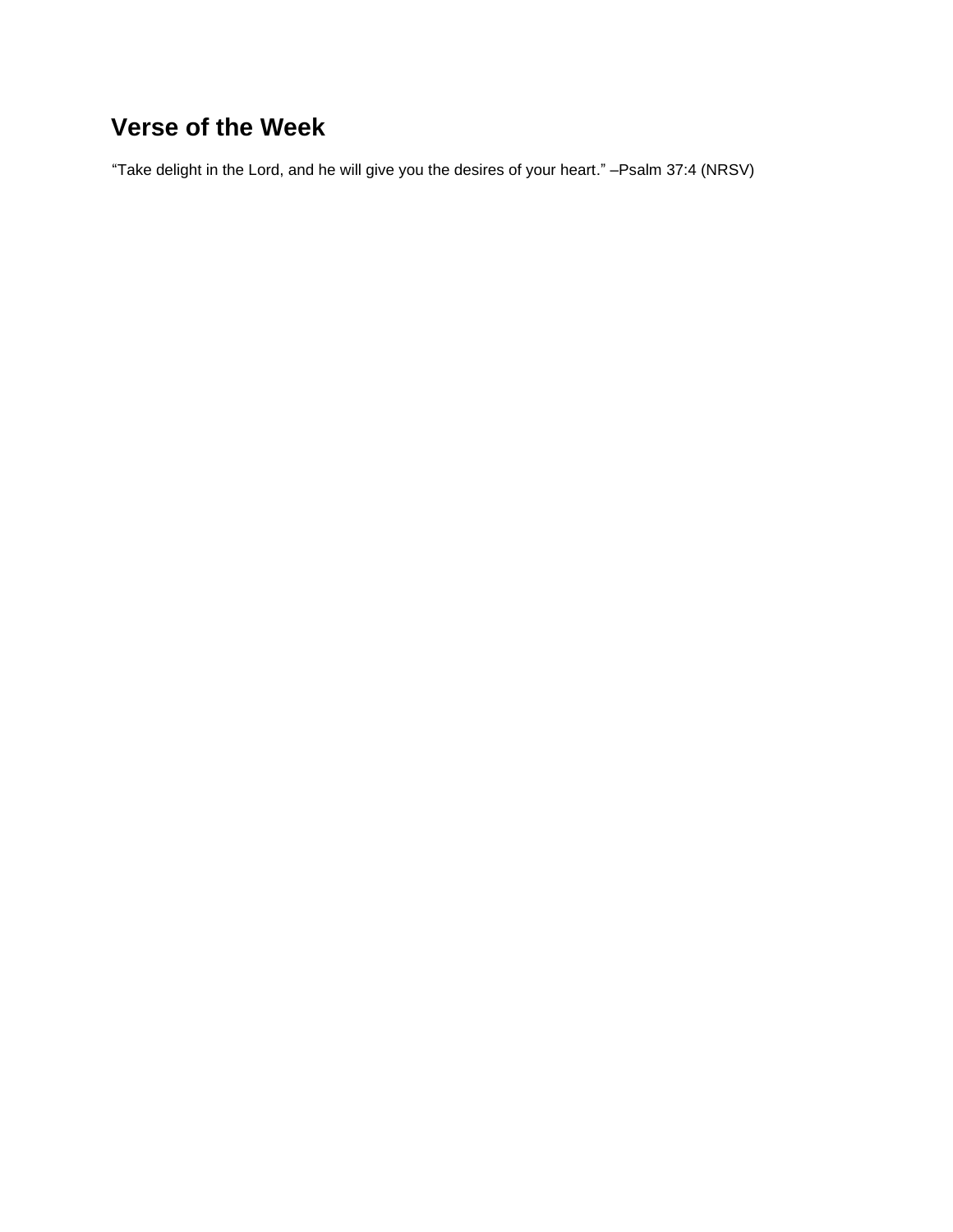## Verse of the Week

“Take delight in the Lord, and he will give you the desires of your heart.” –Psalm 37:4 (NRSV)